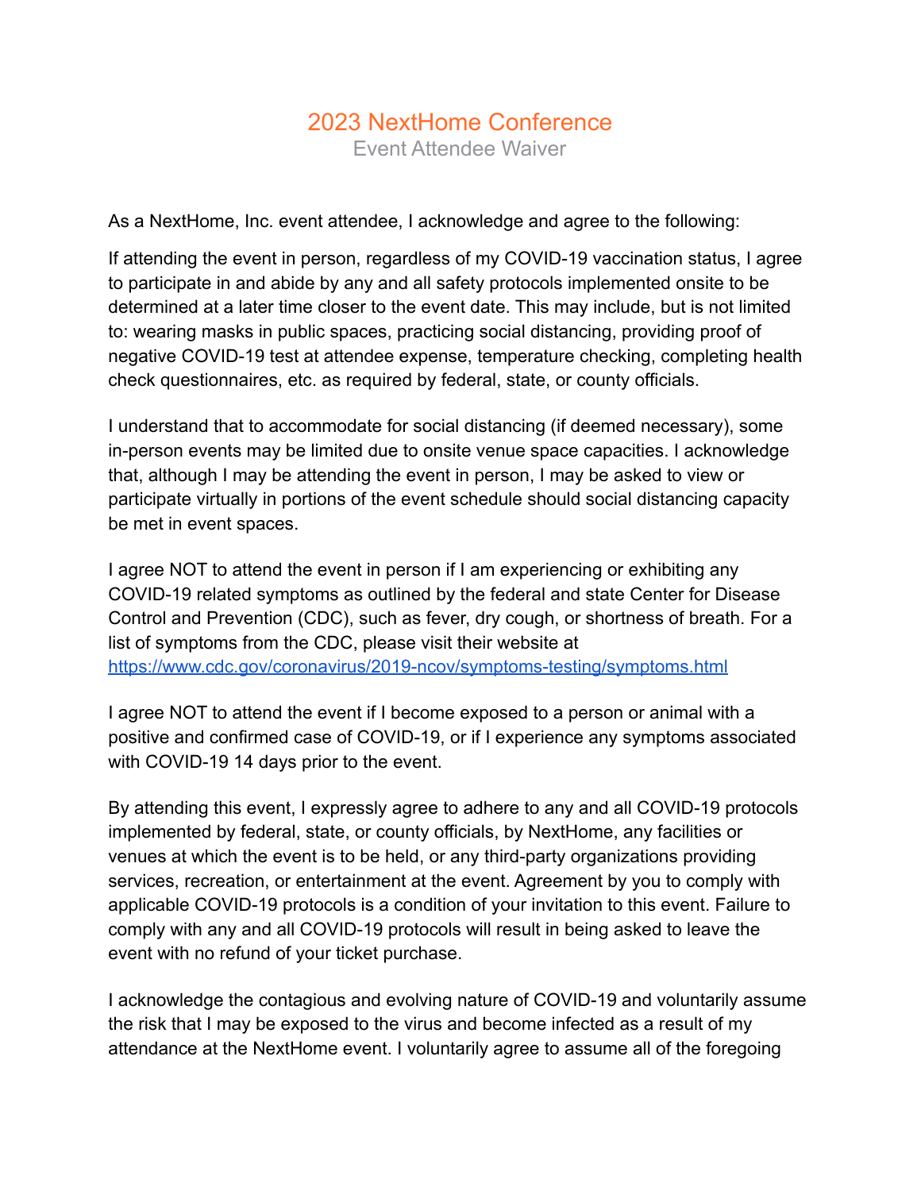# 2023 NextHome Conference

## Event Attendee Waiver

As a NextHome, Inc. event attendee, I acknowledge and agree to the following:

If attending the event in person, regardless of my COVID-19 vaccination status, I agree to participate in and abide by any and all safety protocols implemented onsite to be determined at a later time closer to the event date. This may include, but is not limited to: wearing masks in public spaces, practicing social distancing, providing proof of negative COVID-19 test at attendee expense, temperature checking, completing health check questionnaires, etc. as required by federal, state, or county officials.

I understand that to accommodate for social distancing (if deemed necessary), some in-person events may be limited due to onsite venue space capacities. I acknowledge that, although I may be attending the event in person, I may be asked to view or participate virtually in portions of the event schedule should social distancing capacity be met in event spaces.

I agree NOT to attend the event in person if I am experiencing or exhibiting any COVID-19 related symptoms as outlined by the federal and state Center for Disease Control and Prevention (CDC), such as fever, dry cough, or shortness of breath. For a list of symptoms from the CDC, please visit their website at [https://www.cdc.gov/coronavirus/2019-ncov/symptoms-testing/symptoms.html](https://www.cdc.gov/coronavirus/2019-ncov/symptoms-testing/symptoms.html)

I agree NOT to attend the event if I become exposed to a person or animal with a positive and confirmed case of COVID-19, or if I experience any symptoms associated with COVID-19 14 days prior to the event.

By attending this event, I expressly agree to adhere to any and all COVID-19 protocols implemented by federal, state, or county officials, by NextHome, any facilities or venues at which the event is to be held, or any third-party organizations providing services, recreation, or entertainment at the event. Agreement by you to comply with applicable COVID-19 protocols is a condition of your invitation to this event. Failure to comply with any and all COVID-19 protocols will result in being asked to leave the event with no refund of your ticket purchase.

I acknowledge the contagious and evolving nature of COVID-19 and voluntarily assume the risk that I may be exposed to the virus and become infected as a result of my attendance at the NextHome event. I voluntarily agree to assume all of the foregoing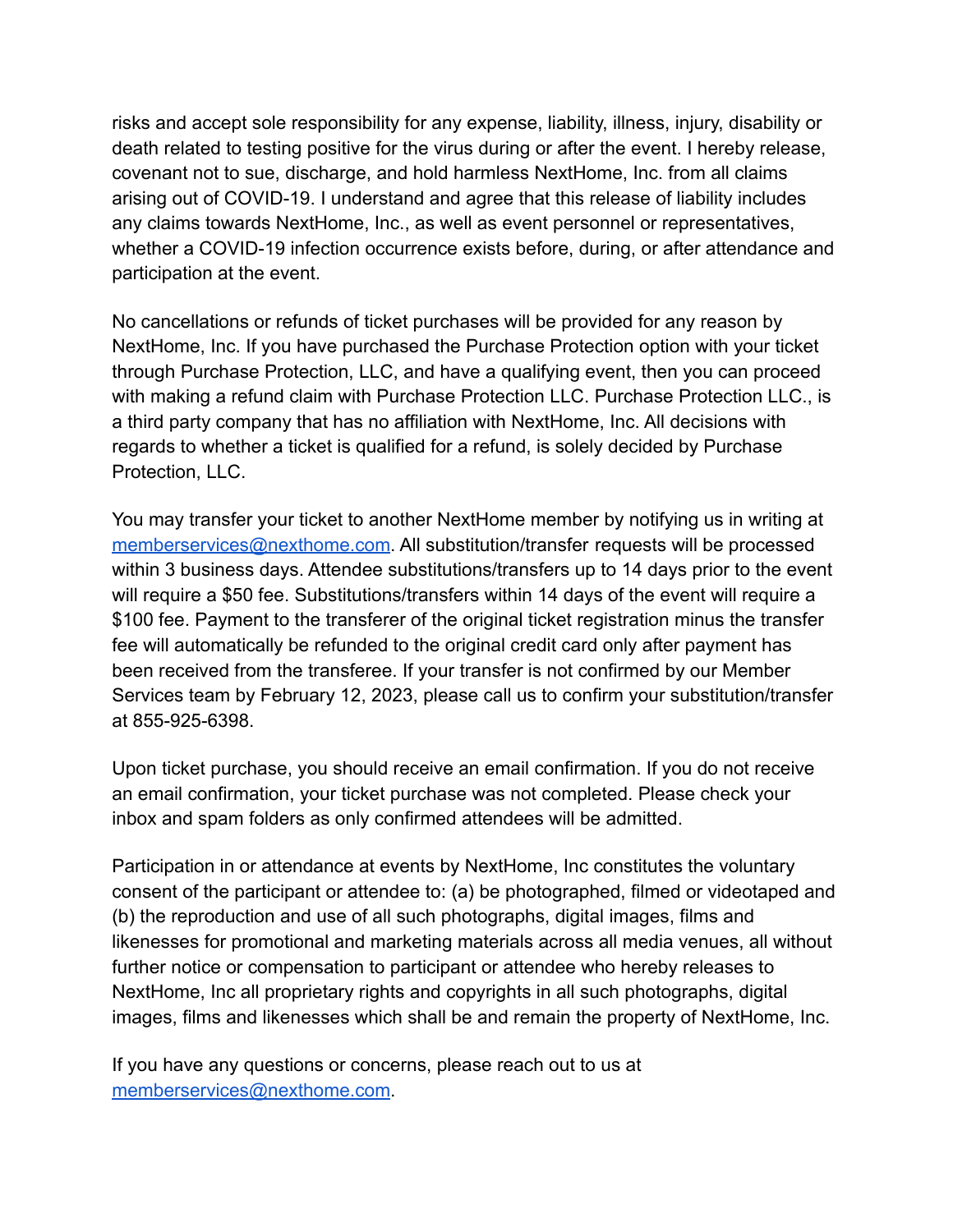risks and accept sole responsibility for any expense, liability, illness, injury, disability or death related to testing positive for the virus during or after the event. I hereby release, covenant not to sue, discharge, and hold harmless NextHome, Inc. from all claims arising out of COVID-19. I understand and agree that this release of liability includes any claims towards NextHome, Inc., as well as event personnel or representatives, whether a COVID-19 infection occurrence exists before, during, or after attendance and participation at the event.

No cancellations or refunds of ticket purchases will be provided for any reason by NextHome, Inc. If you have purchased the Purchase Protection option with your ticket through Purchase Protection, LLC, and have a qualifying event, then you can proceed with making a refund claim with Purchase Protection LLC. Purchase Protection LLC., is a third party company that has no affiliation with NextHome, Inc. All decisions with regards to whether a ticket is qualified for a refund, is solely decided by Purchase Protection, LLC.

You may transfer your ticket to another NextHome member by notifying us in writing at [memberservices@nexthome.com](mailto:memberservices@nexthome.com). All substitution/transfer requests will be processed within 3 business days. Attendee substitutions/transfers up to 14 days prior to the event will require a $50 fee. Substitutions/transfers within 14 days of the event will require a $100 fee. Payment to the transferer of the original ticket registration minus the transfer fee will automatically be refunded to the original credit card only after payment has been received from the transferee. If your transfer is not confirmed by our Member Services team by February 12, 2023, please call us to confirm your substitution/transfer at 855-925-6398.

Upon ticket purchase, you should receive an email confirmation. If you do not receive an email confirmation, your ticket purchase was not completed. Please check your inbox and spam folders as only confirmed attendees will be admitted.

Participation in or attendance at events by NextHome, Inc constitutes the voluntary consent of the participant or attendee to: (a) be photographed, filmed or videotaped and (b) the reproduction and use of all such photographs, digital images, films and likenesses for promotional and marketing materials across all media venues, all without further notice or compensation to participant or attendee who hereby releases to NextHome, Inc all proprietary rights and copyrights in all such photographs, digital images, films and likenesses which shall be and remain the property of NextHome, Inc.

If you have any questions or concerns, please reach out to us at [memberservices@nexthome.com](mailto:memberservices@nexthome.com).